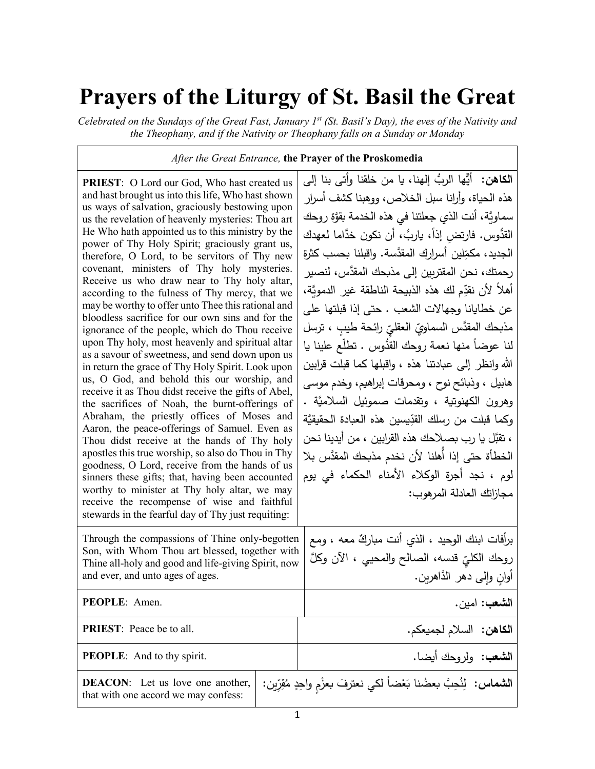# Prayers of the Liturgy of St. Basil the Great

*Celebrated on the Sundays of the Great Fast, January 1st (St. Basil's Day), the eves of the Nativity and the Theophany, and if the Nativity or Theophany falls on a Sunday or Monday*

| *After the Great Entrance,* **the Prayer of the Proskomedia** | |
|---|---|
| **PRIEST**: O Lord our God, Who hast created us and hast brought us into this life, Who hast shown us ways of salvation, graciously bestowing upon us the revelation of heavenly mysteries: Thou art He Who hath appointed us to this ministry by the power of Thy Holy Spirit; graciously grant us, therefore, O Lord, to be servitors of Thy new covenant, ministers of Thy holy mysteries. Receive us who draw near to Thy holy altar, according to the fulness of Thy mercy, that we may be worthy to offer unto Thee this rational and bloodless sacrifice for our own sins and for the ignorance of the people, which do Thou receive upon Thy holy, most heavenly and spiritual altar as a savour of sweetness, and send down upon us in return the grace of Thy Holy Spirit. Look upon us, O God, and behold this our worship, and receive it as Thou didst receive the gifts of Abel, the sacrifices of Noah, the burnt-offerings of Abraham, the priestly offices of Moses and Aaron, the peace-offerings of Samuel. Even as Thou didst receive at the hands of Thy holy apostles this true worship, so also do Thou in Thy goodness, O Lord, receive from the hands of us sinners these gifts; that, having been accounted worthy to minister at Thy holy altar, we may receive the recompense of wise and faithful stewards in the fearful day of Thy just requiting: | **الكاهن:** أيُّها الربُّ إلهنا، يا من خلقنا وأتى بنا إلى هذه الحياة، وأرانا سبل الخلاص، ووهبنا كشف أسرار سماويَّة، أنت الذي جعلتنا في هذه الخدمة بقوَّة روحك القدُّوس. فارتضِ إذاً، ياربُّ، أن نكون خدَّاما لعهدك الجديد، مكمِلين أسرارك المقدَّسة. واقبلنا بحسب كثرة رحمتك، نحن المقتربين إلى مذبحك المقدَّس، لنصير أهلاً لأن نقدِّم لك هذه الذبيحة الناطقة غير الدمويَّة، عن خطايانا وجهالات الشعب . حتى إذا قبلتها على مذبحك المقدَّس السماويّ العقليّ رائحة طيبٍ ، ترسل لنا عوضاً منها نعمة روحك القدُّوس . تطلّع علينا يا الله وانظر إلى عبادتنا هذه ، واقبلها كما قبلت قرابين هابيل ، وذبائح نوح ، ومحرقات إبراهيم، وخدم موسى وهرون الكهنوتية ، وتقدمات صموئيل السلاميَّة . وكما قبلت من رسلك القدِّيسين هذه العبادة الحقيقيَّة ، تقبَّل يا رب بصلاحك هذه القرابين ، من أيدينا نحن الخطأة حتى إذا أُهلنا لأن نخدم مذبحك المقدَّس بلا لوم ، نجد أجرة الوكلاء الأمناء الحكماء في يوم مجازاتك العادلة المرهوب: |
| Through the compassions of Thine only-begotten Son, with Whom Thou art blessed, together with Thine all-holy and good and life-giving Spirit, now and ever, and unto ages of ages. | برأفات ابنك الوحيد ، الذي أنت مباركٌ معه ، ومع روحك الكليّ قدسه، الصالح والمحيي ، الآن وكلَّ أوانٍ وإلى دهر الدَّاهرين. |
| **PEOPLE**: Amen. | **الشعب:** امين. |
| **PRIEST**: Peace be to all. | **الكاهن:** السلام لجميعكم. |
| **PEOPLE**: And to thy spirit. | **الشعب:** ولروحك أيضا. |
| **DEACON**: Let us love one another, that with one accord we may confess: | **الشماس:** لِنُحِبَّ بعضُنا بَعْضاً لكي نعترفَ بعزْمٍ واحِدٍ مُقِرّين: |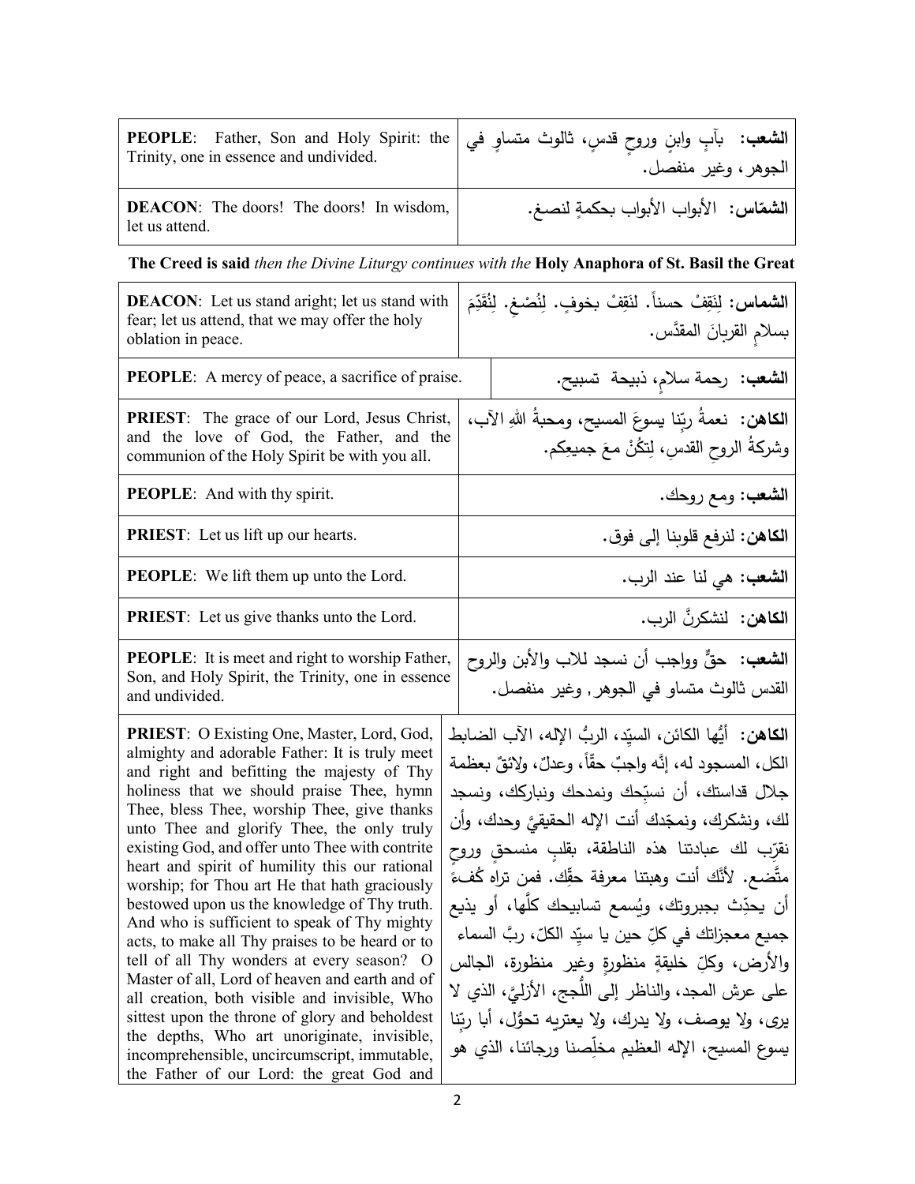| | |
|---|---|
| **PEOPLE**: Father, Son and Holy Spirit: the Trinity, one in essence and undivided. | **الشعب:** بآبٍ وابنٍ وروحٍ قدسٍ، ثالوث متساوٍ في الجوهر، وغير منفصل. |
| **DEACON**: The doors! The doors! In wisdom, let us attend. | **الشمّاس:** الأبواب الأبواب بحكمةٍ لنصغ. |

**The Creed is said** *then the Divine Liturgy continues with the* **Holy Anaphora of St. Basil the Great**

| | |
|---|---|
| **DEACON**: Let us stand aright; let us stand with fear; let us attend, that we may offer the holy oblation in peace. | **الشماس:** لِنَقِفْ حسناً. لنَقِفْ بخوفٍ. لِنُصْغِ. لِنُقَدِّمَ بسلامٍ القربانَ المقدَّس. |
| **PEOPLE**: A mercy of peace, a sacrifice of praise. | **الشعب:** رحمة سلامٍ، ذبيحة تسبيح. |
| **PRIEST**: The grace of our Lord, Jesus Christ, and the love of God, the Father, and the communion of the Holy Spirit be with you all. | **الكاهن:** نعمةُ ربِّنا يسوعَ المسيح، ومحبةُ اللهِ الآب، وشركةُ الروحِ القدسِ، لِتَكُنْ معَ جميعِكم. |
| **PEOPLE**: And with thy spirit. | **الشعب:** ومع روحك. |
| **PRIEST**: Let us lift up our hearts. | **الكاهن:** لنرفع قلوبنا إلى فوق. |
| **PEOPLE**: We lift them up unto the Lord. | **الشعب:** هي لنا عند الرب. |
| **PRIEST**: Let us give thanks unto the Lord. | **الكاهن:** لنشكرنَّ الرب. |
| **PEOPLE**: It is meet and right to worship Father, Son, and Holy Spirit, the Trinity, one in essence and undivided. | **الشعب:** حقٌّ وواجب أن نسجد للاب والأبن والروح القدس ثالوث متساو في الجوهر , وغير منفصل. |
| **PRIEST**: O Existing One, Master, Lord, God, almighty and adorable Father: It is truly meet and right and befitting the majesty of Thy holiness that we should praise Thee, hymn Thee, bless Thee, worship Thee, give thanks unto Thee and glorify Thee, the only truly existing God, and offer unto Thee with contrite heart and spirit of humility this our rational worship; for Thou art He that hath graciously bestowed upon us the knowledge of Thy truth. And who is sufficient to speak of Thy mighty acts, to make all Thy praises to be heard or to tell of all Thy wonders at every season? O Master of all, Lord of heaven and earth and of all creation, both visible and invisible, Who sittest upon the throne of glory and beholdest the depths, Who art unoriginate, invisible, incomprehensible, uncircumscript, immutable, the Father of our Lord: the great God and | **الكاهن:** أيُّها الكائن، السيّد، الربُّ الإله، الآب الضابط الكل، المسجود له، إنَّه واجبٌ حقّاً، وعدلٌ، ولائقٌ بعظمة جلال قداستك، أن نسبّحك ونمدحك ونباركك، ونسجد لك، ونشكرك، ونمجّدك أنت الإله الحقيقيَّ وحدك، وأن نقرّب لك عبادتنا هذه الناطقة، بقلبٍ منسحقٍ وروحٍ متَّضعٍ. لأنَّك أنت وهبتنا معرفة حقِّك. فمن تراه كُفءً أن يحدِّث بجبروتك، ويُسمع تسابيحك كلَّها، أو يذيع جميع معجزاتك في كلِّ حين يا سيّد الكلّ، ربَّ السماء والأرض، وكلِّ خليقةٍ منظورةٍ وغير منظورة، الجالس على عرش المجد، والناظر إلى اللُّجج، الأزليَّ، الذي لا يرى، ولا يوصف، ولا يدرك، ولا يعتريه تحوُّل، أبا ربّنا يسوع المسيح، الإله العظيم مخلِّصنا ورجائنا، الذي هو |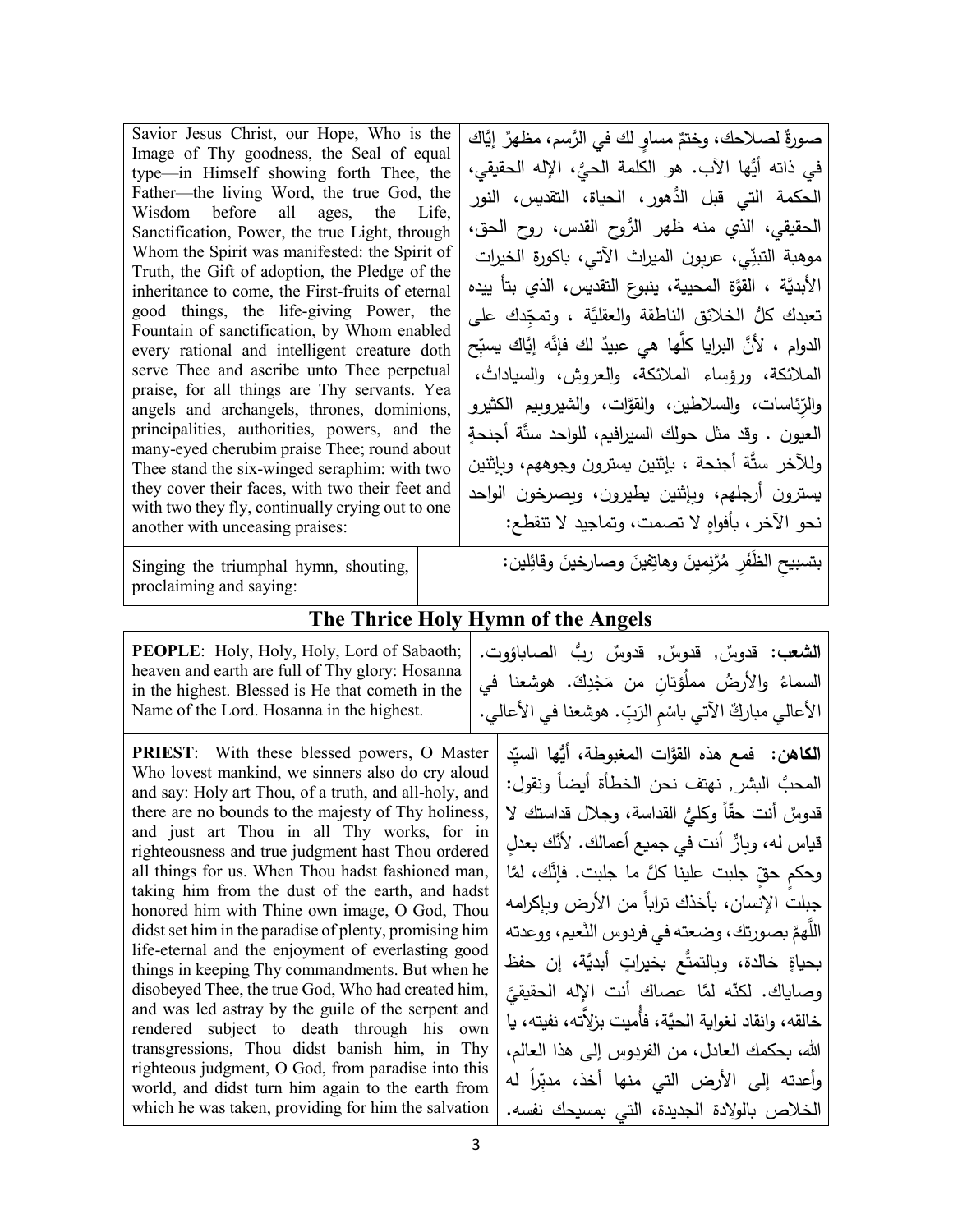| | |
|---|---|
| Savior Jesus Christ, our Hope, Who is the Image of Thy goodness, the Seal of equal type—in Himself showing forth Thee, the Father—the living Word, the true God, the Wisdom before all ages, the Life, Sanctification, Power, the true Light, through Whom the Spirit was manifested: the Spirit of Truth, the Gift of adoption, the Pledge of the inheritance to come, the First-fruits of eternal good things, the life-giving Power, the Fountain of sanctification, by Whom enabled every rational and intelligent creature doth serve Thee and ascribe unto Thee perpetual praise, for all things are Thy servants. Yea angels and archangels, thrones, dominions, principalities, authorities, powers, and the many-eyed cherubim praise Thee; round about Thee stand the six-winged seraphim: with two they cover their faces, with two their feet and with two they fly, continually crying out to one another with unceasing praises: | صورةٌ لصلاحك، وختمٌ مساوٍ لك في الرَّسم، مظهرٌ إيَّاك في ذاته أيُّها الآب. هو الكلمة الحيُّ، الإله الحقيقي، الحكمة التي قبل الدُّهور، الحياة، التقديس، النور الحقيقي، الذي منه ظهر الرُّوح القدس، روح الحق، موهبة التبنِّي، عربون الميراث الآتي، باكورة الخيرات الأبديَّة ، القوَّة المحيية، ينبوع التقديس، الذي بتأ بيده تعبدك كلُّ الخلائق الناطقة والعقليَّة ، وتمجِّدك على الدوام ، لأنَّ البرايا كلَّها هي عبيدٌ لك فإنَّه إيَّاك يسبِّح الملائكة، ورؤساء الملائكة، والعروش، والسياداتُ، والرِّئاسات، والسلاطين، والقوَّات، والشيروبيم الكثيرو العيون . وقد مثل حولك السيرافيم، للواحد ستَّة أجنحةٍ وللآخر ستَّة أجنحة ، بإثنين يسترون وجوههم، وبإثنين يسترون أرجلهم، وبإثنين يطيرون، ويصرخون الواحد نحو الآخر، بأفواهٍ لا تصمت، وتماجيد لا تنقطع: |
| Singing the triumphal hymn, shouting, proclaiming and saying: | بتسبيحِ الظَفَرِ مُرَّنِمينَ وهاتِفينَ وصارخينَ وقائِلين: |

## The Thrice Holy Hymn of the Angels

| | |
|---|---|
| **PEOPLE**: Holy, Holy, Holy, Lord of Sabaoth; heaven and earth are full of Thy glory: Hosanna in the highest. Blessed is He that cometh in the Name of the Lord. Hosanna in the highest. | **الشعب:** قدوسٌ, قدوسٌ, قدوسٌ ربُّ الصاباؤوت. السماءُ والأرضُ مملُوَتانِ من مَجْدِكَ. هوشعنا في الأعالي مباركٌ الآتي باسْمِ الرَبِّ. هوشعنا في الأعالي. |
| **PRIEST**: With these blessed powers, O Master Who lovest mankind, we sinners also do cry aloud and say: Holy art Thou, of a truth, and all-holy, and there are no bounds to the majesty of Thy holiness, and just art Thou in all Thy works, for in righteousness and true judgment hast Thou ordered all things for us. When Thou hadst fashioned man, taking him from the dust of the earth, and hadst honored him with Thine own image, O God, Thou didst set him in the paradise of plenty, promising him life-eternal and the enjoyment of everlasting good things in keeping Thy commandments. But when he disobeyed Thee, the true God, Who had created him, and was led astray by the guile of the serpent and rendered subject to death through his own transgressions, Thou didst banish him, in Thy righteous judgment, O God, from paradise into this world, and didst turn him again to the earth from which he was taken, providing for him the salvation | **الكاهن:** فمع هذه القوَّات المغبوطة، أيُّها السيِّد المحبُّ البشر, نهتف نحن الخطأة أيضاً ونقول: قدوسٌ أنت حقّاً وكليُّ القداسة، وجلال قداستك لا قياس له، وبارٌّ أنت في جميع أعمالك. لأنَّك بعدلٍ وحكمٍ حقٍّ جلبت علينا كلَّ ما جلبت. فإنَّك، لمَّا جبلت الإنسان، بأخذك تراباً من الأرض وبإكرامه اللَّهمَّ بصورتك، وضعته في فردوس النَّعيم، ووعدته بحياةٍ خالدة، وبالتمتُّع بخيراتٍ أبديَّة، إن حفظ وصاياك. لكنّه لمَّا عصاك أنت الإله الحقيقيَّ خالقه، وانقاد لغواية الحيَّة، فأُميت بزلاَّته، نفيته، يا الله، بحكمك العادل، من الفردوس إلى هذا العالم، وأعدته إلى الأرض التي منها أخذ، مدبِّراً له الخلاص بالولادة الجديدة، التي بمسيحك نفسه. |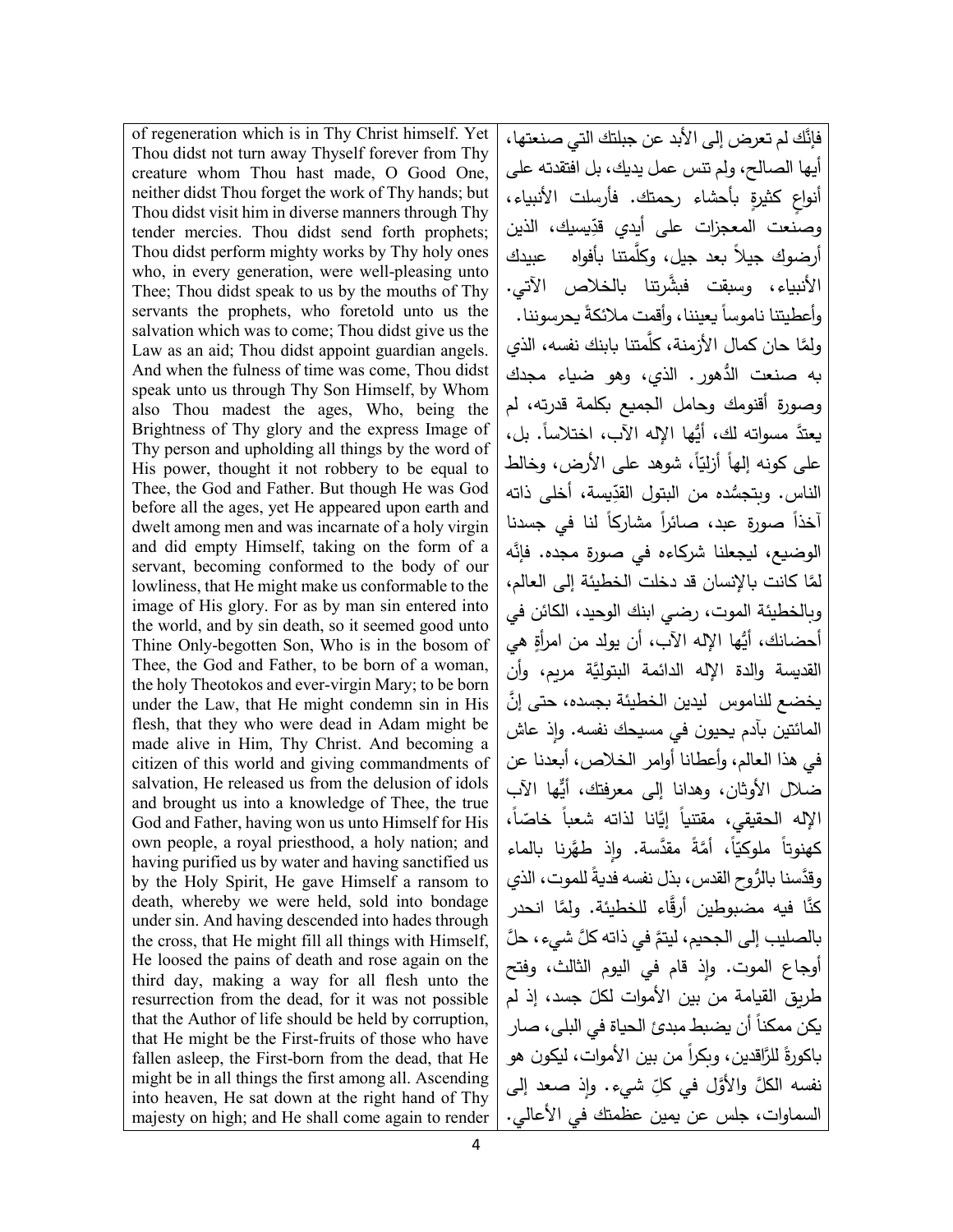of regeneration which is in Thy Christ himself. Yet Thou didst not turn away Thyself forever from Thy creature whom Thou hast made, O Good One, neither didst Thou forget the work of Thy hands; but Thou didst visit him in diverse manners through Thy tender mercies. Thou didst send forth prophets; Thou didst perform mighty works by Thy holy ones who, in every generation, were well-pleasing unto Thee; Thou didst speak to us by the mouths of Thy servants the prophets, who foretold unto us the salvation which was to come; Thou didst give us the Law as an aid; Thou didst appoint guardian angels. And when the fulness of time was come, Thou didst speak unto us through Thy Son Himself, by Whom also Thou madest the ages, Who, being the Brightness of Thy glory and the express Image of Thy person and upholding all things by the word of His power, thought it not robbery to be equal to Thee, the God and Father. But though He was God before all the ages, yet He appeared upon earth and dwelt among men and was incarnate of a holy virgin and did empty Himself, taking on the form of a servant, becoming conformed to the body of our lowliness, that He might make us conformable to the image of His glory. For as by man sin entered into the world, and by sin death, so it seemed good unto Thine Only-begotten Son, Who is in the bosom of Thee, the God and Father, to be born of a woman, the holy Theotokos and ever-virgin Mary; to be born under the Law, that He might condemn sin in His flesh, that they who were dead in Adam might be made alive in Him, Thy Christ. And becoming a citizen of this world and giving commandments of salvation, He released us from the delusion of idols and brought us into a knowledge of Thee, the true God and Father, having won us unto Himself for His own people, a royal priesthood, a holy nation; and having purified us by water and having sanctified us by the Holy Spirit, He gave Himself a ransom to death, whereby we were held, sold into bondage under sin. And having descended into hades through the cross, that He might fill all things with Himself, He loosed the pains of death and rose again on the third day, making a way for all flesh unto the resurrection from the dead, for it was not possible that the Author of life should be held by corruption, that He might be the First-fruits of those who have fallen asleep, the First-born from the dead, that He might be in all things the first among all. Ascending into heaven, He sat down at the right hand of Thy majesty on high; and He shall come again to render

فإنَّك لم تعرض إلى الأبد عن جبلتك التي صنعتها، أيها الصالح، ولم تنس عمل يديك، بل افتقدته على أنواعٍ كثيرةٍ بأحشاء رحمتك. فأرسلت الأنبياء، وصنعت المعجزات على أيدي قدِّيسيك، الذين أرضوك جيلاً بعد جيل، وكلَّمتنا بأفواه عبيدك الأنبياء، وسبقت فبشَّرتنا بالخلاص الآتي. وأعطيتنا ناموساً يعيننا، وأقمت ملائكةً يحرسوننا. ولمَّا حان كمال الأزمنة، كلَّمتنا بابنك نفسه، الذي به صنعت الدُّهور. الذي، وهو ضياء مجدك وصورة أقنومك وحامل الجميع بكلمة قدرته، لم يعتدَّ مساواته لك، أيُّها الإله الآب، اختلاساً. بل، على كونه إلهاً أزليّاً، شوهد على الأرض، وخالط الناس. وبتجسُّده من البتول القدِّيسة، أخلى ذاته آخذاً صورة عبد، صائراً مشاركاً لنا في جسدنا الوضيع، ليجعلنا شركاءه في صورة مجده. فإنَّه لمَّا كانت بالإنسان قد دخلت الخطيئة إلى العالم، وبالخطيئة الموت، رضي ابنك الوحيد، الكائن في أحضانك، أيُّها الإله الآب، أن يولد من امرأةٍ هي القديسة والدة الإله الدائمة البتوليَّة مريم، وأن يخضع للناموس ليدين الخطيئة بجسده، حتى إنَّ المائتين بآدم يحيون في مسيحك نفسه. وإذ عاش في هذا العالم، وأعطانا أوامر الخلاص، أبعدنا عن ضلال الأوثان، وهدانا إلى معرفتك، أيُّها الآب الإله الحقيقي، مقتنياً إيَّانا لذاته شعباً خاصّاً، كهنوتاً ملوكيّاً، أمَّةً مقدَّسة. وإذ طهَّرنا بالماء وقدَّسنا بالرُّوح القدس، بذل نفسه فديةً للموت، الذي كنَّا فيه مضبوطين أرقَّاء للخطيئة. ولمَّا انحدر بالصليب إلى الجحيم، ليتمَّ في ذاته كلَّ شيء، حلَّ أوجاع الموت. وإذ قام في اليوم الثالث، وفتح طريق القيامة من بين الأموات لكلّ جسد، إذ لم يكن ممكناً أن يضبط مبدئ الحياة في البلى، صار باكورةً للرَّاقدين، وبكراً من بين الأموات، ليكون هو نفسه الكلَّ والأوَّل في كلِّ شيء. وإذ صعد إلى السماوات، جلس عن يمين عظمتك في الأعالي.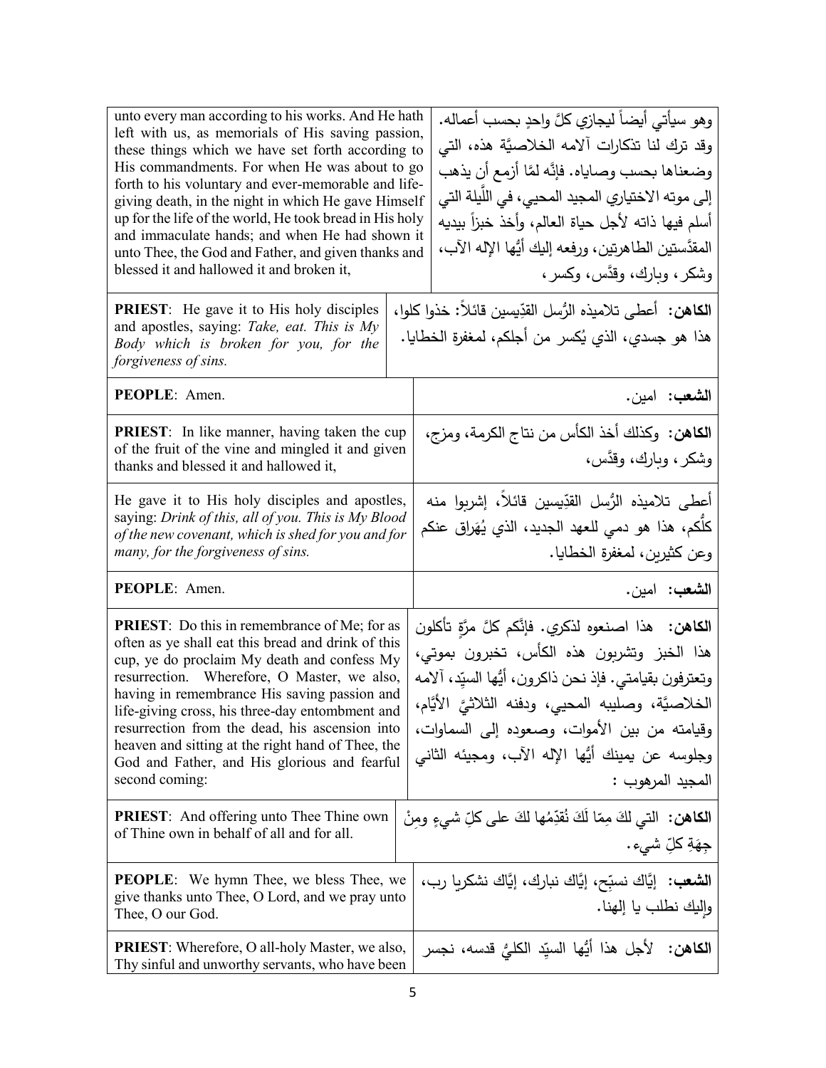| | |
|---|---|
| unto every man according to his works. And He hath left with us, as memorials of His saving passion, these things which we have set forth according to His commandments. For when He was about to go forth to his voluntary and ever-memorable and life-giving death, in the night in which He gave Himself up for the life of the world, He took bread in His holy and immaculate hands; and when He had shown it unto Thee, the God and Father, and given thanks and blessed it and hallowed it and broken it, | وهو سيأتي أيضاً ليجازي كلَّ واحدٍ بحسب أعماله. وقد ترك لنا تذكارات آلامه الخلاصيَّة هذه، التي وضعناها بحسب وصاياه. فإنَّه لمَّا أزمع أن يذهب إلى موته الاختياري المجيد المحيي، في اللَّيلة التي أسلم فيها ذاته لأجل حياة العالم، وأخذ خبزاً بيديه المقدَّستين الطاهرتين، ورفعه إليك أيُّها الإله الآب، وشكر، وبارك، وقدَّس، وكسر، |
| **PRIEST**: He gave it to His holy disciples and apostles, saying: *Take, eat. This is My Body which is broken for you, for the forgiveness of sins.* | **الكاهن:** أعطى تلاميذه الرُّسل القدّيسين قائلاً: خذوا كلوا، هذا هو جسدي، الذي يُكسر من أجلكم، لمغفرة الخطايا. |
| **PEOPLE**: Amen. | **الشعب:** امين. |
| **PRIEST**: In like manner, having taken the cup of the fruit of the vine and mingled it and given thanks and blessed it and hallowed it, | **الكاهن:** وكذلك أخذ الكأس من نتاج الكرمة، ومزج، وشكر، وبارك، وقدَّس، |
| He gave it to His holy disciples and apostles, saying: *Drink of this, all of you. This is My Blood of the new covenant, which is shed for you and for many, for the forgiveness of sins.* | أعطى تلاميذه الرُّسل القدّيسين قائلاً، إشربوا منه كلُّكم، هذا هو دمي للعهد الجديد، الذي يُهَراق عنكم وعن كثيرين، لمغفرة الخطايا. |
| **PEOPLE**: Amen. | **الشعب:** امين. |
| **PRIEST**: Do this in remembrance of Me; for as often as ye shall eat this bread and drink of this cup, ye do proclaim My death and confess My resurrection. Wherefore, O Master, we also, having in remembrance His saving passion and life-giving cross, his three-day entombment and resurrection from the dead, his ascension into heaven and sitting at the right hand of Thee, the God and Father, and His glorious and fearful second coming: | **الكاهن:** هذا اصنعوه لذكري. فإنَّكم كلَّ مرَّةٍ تأكلون هذا الخبز وتشربون هذه الكأس، تخبرون بموتي، وتعترفون بقيامتي. فإذ نحن ذاكرون، أيُّها السيِّد، آلامه الخلاصيَّة، وصليبه المحيي، ودفنه الثلاثيَّ الأيَّام، وقيامته من بين الأموات، وصعوده إلى السماوات، وجلوسه عن يمينك أيُّها الإله الآب، ومجيئه الثاني المجيد المرهوب : |
| **PRIEST**: And offering unto Thee Thine own of Thine own in behalf of all and for all. | **الكاهن:** التي لكَ مِمّا لَكَ نُقدِّمُها لكَ على كلِّ شيءٍ ومِنْ جِهَةِ كلِّ شيء. |
| **PEOPLE**: We hymn Thee, we bless Thee, we give thanks unto Thee, O Lord, and we pray unto Thee, O our God. | **الشعب:** إيَّاك نسبّح، إيَّاك نبارك، إيَّاك نشكريا رب، وإليك نطلب يا إلهنا. |
| **PRIEST**: Wherefore, O all-holy Master, we also, Thy sinful and unworthy servants, who have been | **الكاهن:** لأجل هذا أيُّها السيِّد الكليُّ قدسه، نجسر |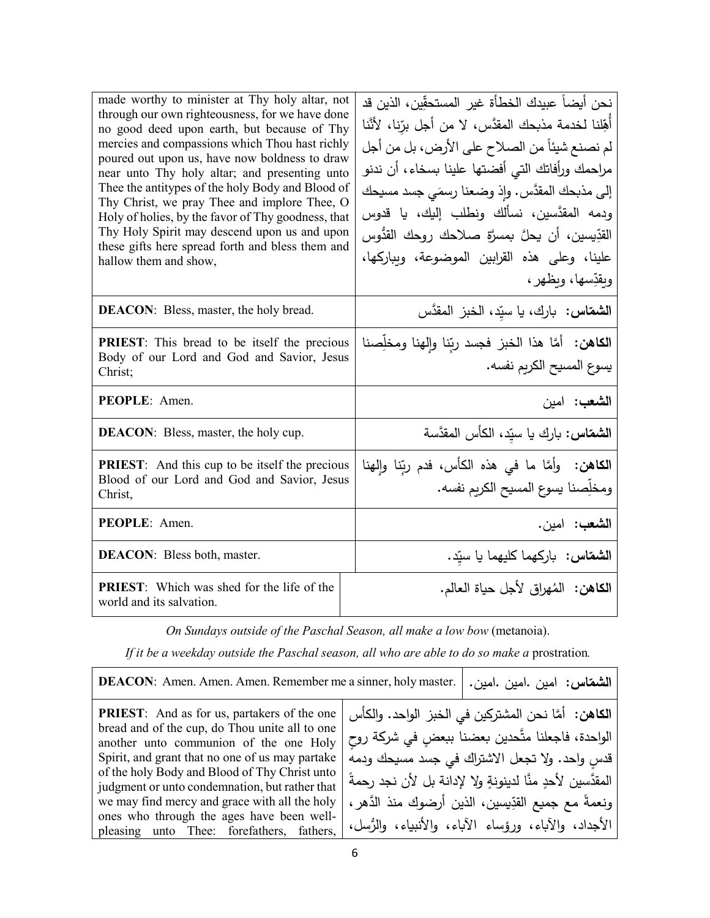| | |
|---|---|
| made worthy to minister at Thy holy altar, not through our own righteousness, for we have done no good deed upon earth, but because of Thy mercies and compassions which Thou hast richly poured out upon us, have now boldness to draw near unto Thy holy altar; and presenting unto Thee the antitypes of the holy Body and Blood of Thy Christ, we pray Thee and implore Thee, O Holy of holies, by the favor of Thy goodness, that Thy Holy Spirit may descend upon us and upon these gifts here spread forth and bless them and hallow them and show, | نحن أيضاً عبيدك الخطأة غير المستحقّين، الذين قد أُهِّلنا لخدمة مذبحك المقدَّس، لا من أجل برّنا، لأنّنا لم نصنع شيئاً من الصلاح على الأرض، بل من أجل مراحمك ورأفاتك التي أفضتها علينا بسخاء، أن ندنو إلى مذبحك المقدَّس. وإذ وضعنا رسمَي جسد مسيحك ودمه المقدَّسين، نسألك ونطلب إليك، يا قدوس القدّيسين، أن يحلَّ بمسرَّة صلاحك روحك القدُّوس علينا، وعلى هذه القرابين الموضوعة، ويباركها، ويقدّسها، ويظهر، |
| **DEACON**: Bless, master, the holy bread. | **الشمّاس:** بارك، يا سيّد، الخبز المقدَّس |
| **PRIEST**: This bread to be itself the precious Body of our Lord and God and Savior, Jesus Christ; | **الكاهن:** أمَّا هذا الخبز فجسد ربّنا وإلهنا ومخلّصنا يسوع المسيح الكريم نفسه. |
| **PEOPLE**: Amen. | **الشعب:** امين |
| **DEACON**: Bless, master, the holy cup. | **الشمّاس:** بارك يا سيّد، الكأس المقدَّسة |
| **PRIEST**: And this cup to be itself the precious Blood of our Lord and God and Savior, Jesus Christ, | **الكاهن:** وأمَّا ما في هذه الكأس، فدم ربّنا وإلهنا ومخلّصنا يسوع المسيح الكريم نفسه. |
| **PEOPLE**: Amen. | **الشعب:** امين. |
| **DEACON**: Bless both, master. | **الشمّاس:** باركهما كليهما يا سيّد. |
| **PRIEST**: Which was shed for the life of the world and its salvation. | **الكاهن:** المُهراق لأجل حياة العالم. |

*On Sundays outside of the Paschal Season, all make a low bow* (metanoia).

*If it be a weekday outside the Paschal season, all who are able to do so make a* prostration.

| | |
|---|---|
| **DEACON**: Amen. Amen. Amen. Remember me a sinner, holy master. | **الشمّاس:** امين .امين .امين. |
| **PRIEST**: And as for us, partakers of the one bread and of the cup, do Thou unite all to one another unto communion of the one Holy Spirit, and grant that no one of us may partake of the holy Body and Blood of Thy Christ unto judgment or unto condemnation, but rather that we may find mercy and grace with all the holy ones who through the ages have been well-pleasing unto Thee: forefathers, fathers, | **الكاهن:** أمَّا نحن المشتركين في الخبز الواحد. والكأس الواحدة، فاجعلنا متَّحدين بعضنا ببعضٍ في شركة روحٍ قدسٍ واحد. ولا تجعل الاشتراك في جسد مسيحك ودمه المقدَّسين لأحدٍ منَّا لدينونةٍ ولا لإدانة بل لأن نجد رحمةً ونعمةً مع جميع القدّيسين، الذين أرضوك منذ الدَّهر، الأجداد، والآباء، ورؤساء الآباء، والأنبياء، والرُّسل، |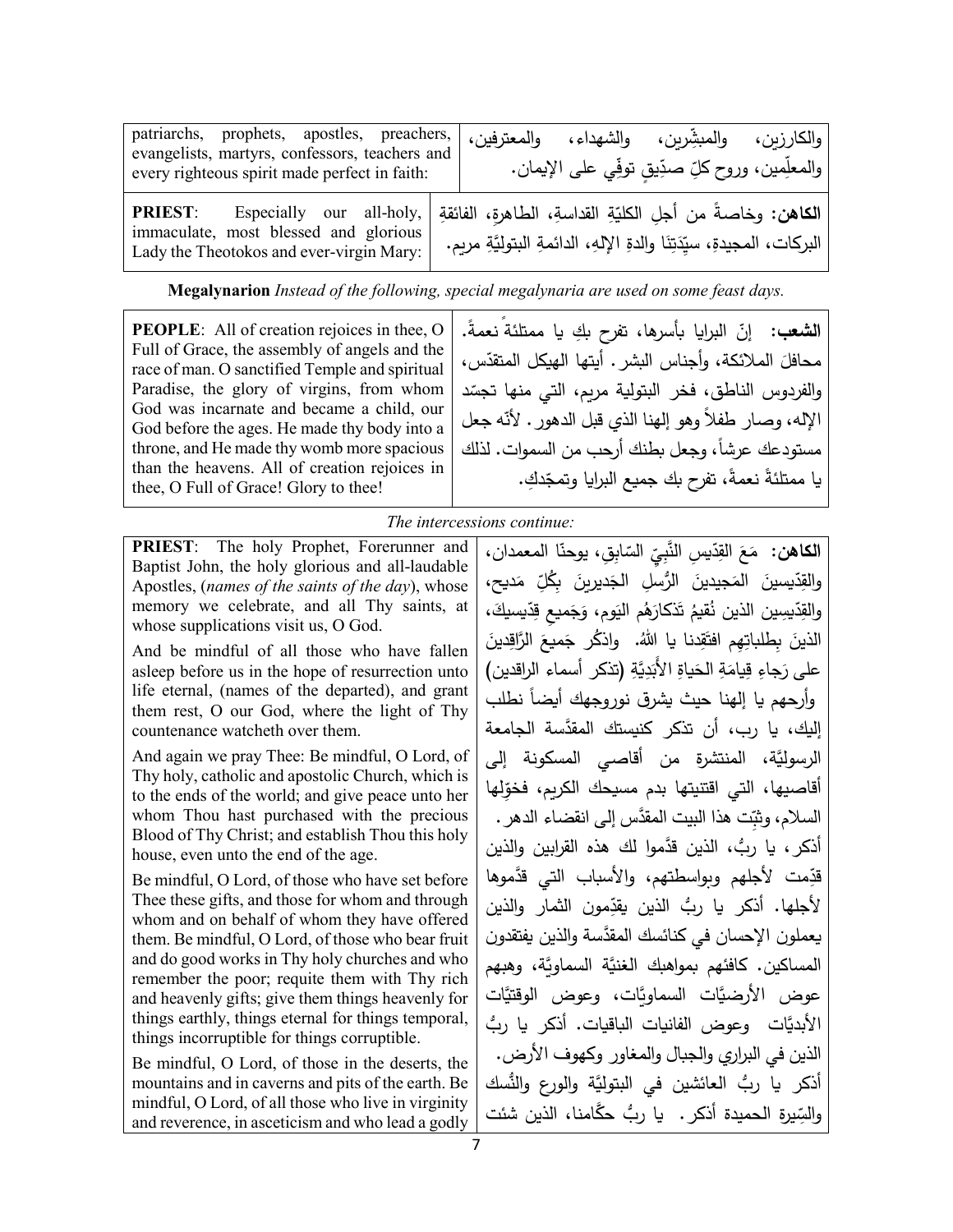| patriarchs, prophets, apostles, preachers, evangelists, martyrs, confessors, teachers and every righteous spirit made perfect in faith: | والكارزين، والمبشّرين، والشهداء، والمعترفين، والمعلّمين، وروح كلّ صدّيقٍ توفّي على الإيمان. |
|---|---|
| **PRIEST**: Especially our all-holy, immaculate, most blessed and glorious Lady the Theotokos and ever-virgin Mary: | **الكاهن:** وخاصةً من أجلِ الكليّةِ القداسةِ، الطاهرةِ، الفائقةِ البركات، المجيدةِ، سيّدَتِنَا والدةِ الإلهِ، الدائمةِ البتوليَّةِ مريم. |

**Megalynarion** *Instead of the following, special megalynaria are used on some feast days.*

| **PEOPLE**: All of creation rejoices in thee, O Full of Grace, the assembly of angels and the race of man. O sanctified Temple and spiritual Paradise, the glory of virgins, from whom God was incarnate and became a child, our God before the ages. He made thy body into a throne, and He made thy womb more spacious than the heavens. All of creation rejoices in thee, O Full of Grace! Glory to thee! | **الشعب:** إنّ البرايا بأسرها، تفرح بكِ يا ممتلئةً نعمةً. محافلَ الملائكة، وأجناس البشر. أيتها الهيكل المتقدّس، والفردوس الناطق، فخر البتولية مريم، التي منها تجسّد الإله، وصار طفلاً وهو إلهنا الذي قبل الدهور. لأنّه جعل مستودعك عرشاً، وجعل بطنك أرحب من السموات. لذلك يا ممتلئةً نعمةً، تفرح بك جميع البرايا وتمجّدكِ. |
|---|---|

*The intercessions continue:*

| **PRIEST**: The holy Prophet, Forerunner and Baptist John, the holy glorious and all-laudable Apostles, (*names of the saints of the day*), whose memory we celebrate, and all Thy saints, at whose supplications visit us, O God.<br><br>And be mindful of all those who have fallen asleep before us in the hope of resurrection unto life eternal, (names of the departed), and grant them rest, O our God, where the light of Thy countenance watcheth over them.<br><br>And again we pray Thee: Be mindful, O Lord, of Thy holy, catholic and apostolic Church, which is to the ends of the world; and give peace unto her whom Thou hast purchased with the precious Blood of Thy Christ; and establish Thou this holy house, even unto the end of the age.<br><br>Be mindful, O Lord, of those who have set before Thee these gifts, and those for whom and through whom and on behalf of whom they have offered them. Be mindful, O Lord, of those who bear fruit and do good works in Thy holy churches and who remember the poor; requite them with Thy rich and heavenly gifts; give them things heavenly for things earthly, things eternal for things temporal, things incorruptible for things corruptible.<br><br>Be mindful, O Lord, of those in the deserts, the mountains and in caverns and pits of the earth. Be mindful, O Lord, of all those who live in virginity and reverence, in asceticism and who lead a godly | **الكاهن:** مَعَ القِدّيسِ النَّبِيّ السّابِقِ، يوحنّا المعمدان، والقِدّيسينَ المَجيدينَ الرُّسلِ الجَديرينَ بِكُلِّ مَديحٍ، والقِدّيسين الذين نُقيمُ تَذكارَهُم اليَوم، وَجَميعِ قِدّيسيكَ، الذينَ بِطلباتِهِم افتَقِدنا يا اللهُ. واذكُر جَميعَ الرّاقِدينَ على رَجاءِ قِيامَةِ الحَياةِ الأَبَدِيَّةِ (تذكر أسماء الراقدين) وأرحهم يا إلهنا حيث يشرق نوروجهك أيضاً نطلب إليك، يا رب، أن تذكر كنيستك المقدَّسة الجامعة الرسوليَّة، المنتشرة من أقاصي المسكونة إلى أقاصيها، التي اقتنيتها بدم مسيحك الكريم، فخوّلها السلام، وثبّت هذا البيت المقدَّس إلى انقضاء الدهر. أذكر، يا ربُّ، الذين قدَّموا لك هذه القرابين والذين قدّمت لأجلهم وبواسطتهم، والأسباب التي قدَّموها لأجلها. أذكر يا ربُّ الذين يقدّمون الثمار والذين يعملون الإحسان في كنائسك المقدَّسة والذين يفتقدون المساكين. كافئهم بمواهبك الغنيَّة السماويَّة، وهبهم عوض الأرضيَّات السماويَّات، وعوض الوقتيَّات الأبديَّات وعوض الفانيات الباقيات. أذكر يا ربُّ الذين في البراري والجبال والمغاور وكهوف الأرض. أذكر يا ربُّ العائشين في البتوليَّة والورع والنُّسك والسِّيرة الحميدة أذكر. يا ربُّ حكّامنا، الذين شئت |
|---|---|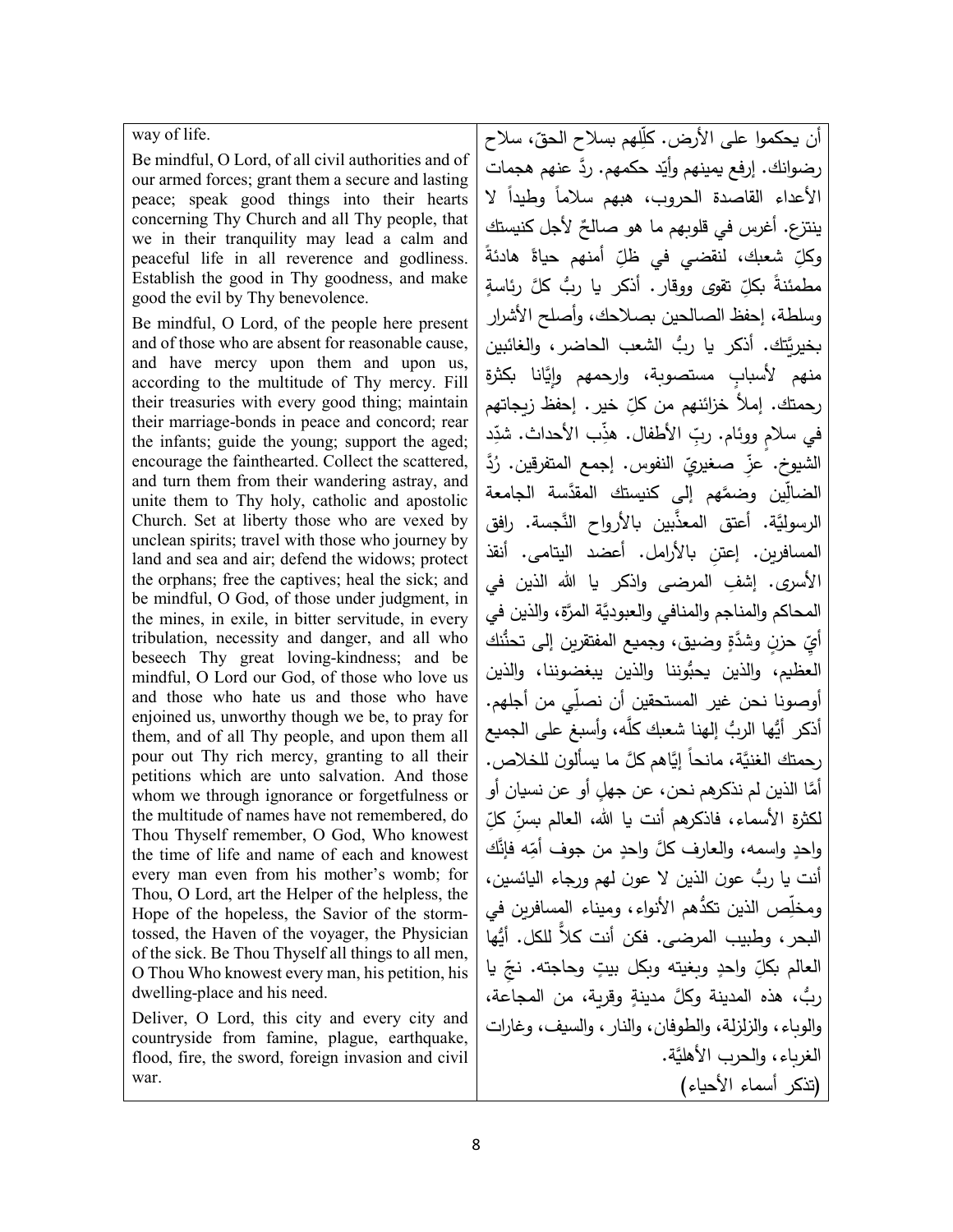way of life.

Be mindful, O Lord, of all civil authorities and of our armed forces; grant them a secure and lasting peace; speak good things into their hearts concerning Thy Church and all Thy people, that we in their tranquility may lead a calm and peaceful life in all reverence and godliness. Establish the good in Thy goodness, and make good the evil by Thy benevolence.

Be mindful, O Lord, of the people here present and of those who are absent for reasonable cause, and have mercy upon them and upon us, according to the multitude of Thy mercy. Fill their treasuries with every good thing; maintain their marriage-bonds in peace and concord; rear the infants; guide the young; support the aged; encourage the fainthearted. Collect the scattered, and turn them from their wandering astray, and unite them to Thy holy, catholic and apostolic Church. Set at liberty those who are vexed by unclean spirits; travel with those who journey by land and sea and air; defend the widows; protect the orphans; free the captives; heal the sick; and be mindful, O God, of those under judgment, in the mines, in exile, in bitter servitude, in every tribulation, necessity and danger, and all who beseech Thy great loving-kindness; and be mindful, O Lord our God, of those who love us and those who hate us and those who have enjoined us, unworthy though we be, to pray for them, and of all Thy people, and upon them all pour out Thy rich mercy, granting to all their petitions which are unto salvation. And those whom we through ignorance or forgetfulness or the multitude of names have not remembered, do Thou Thyself remember, O God, Who knowest the time of life and name of each and knowest every man even from his mother's womb; for Thou, O Lord, art the Helper of the helpless, the Hope of the hopeless, the Savior of the storm-tossed, the Haven of the voyager, the Physician of the sick. Be Thou Thyself all things to all men, O Thou Who knowest every man, his petition, his dwelling-place and his need.

Deliver, O Lord, this city and every city and countryside from famine, plague, earthquake, flood, fire, the sword, foreign invasion and civil war.

أن يحكموا على الأرض. كلِّلهم بسلاح الحقّ، سلاح رضوانك. إرفع يمينهم وأيّد حكمهم. ردَّ عنهم هجمات الأعداء القاصدة الحروب، هبهم سلاماً وطيداً لا ينتزع. أغرس في قلوبهم ما هو صالحٌ لأجل كنيستك وكلِّ شعبك، لنقضي في ظلِّ أمنهم حياةً هادئةً مطمئنةً بكلِّ تقوى ووقار. أذكر يا ربُّ كلَّ رئاسةٍ وسلطة، إحفظ الصالحين بصلاحك، وأصلح الأشرار بخيريَّتك. أذكر يا ربُّ الشعب الحاضر، والغائبين منهم لأسبابٍ مستصوبة، وارحمهم وإيَّانا بكثرة رحمتك. إملأ خزائنهم من كلِّ خير. إحفظ زيجاتهم في سلامٍ ووئام. ربِّ الأطفال. هذِّب الأحداث. شدِّد الشيوخ. عزِّ صغيريّ النفوس. إجمع المتفرقين. رُدَّ الضالِّين وضمَّهم إلى كنيستك المقدَّسة الجامعة الرسوليَّة. أعتق المعذَّبين بالأرواح النَّجسة. رافق المسافرين. إعتنِ بالأرامل. أعضد اليتامى. أنقذ الأسرى. إشفِ المرضى واذكر يا الله الذين في المحاكم والمناجم والمنافي والعبوديَّة المرَّة، والذين في أيِّ حزنٍ وشدَّةٍ وضيق، وجميع المفتقرين إلى تحنُّنك العظيم، والذين يحبُّوننا والذين يبغضوننا، والذين أوصونا نحن غير المستحقين أن نصلِّي من أجلهم. أذكر أيُّها الربُّ إلهنا شعبك كلَّه، وأسبغ على الجميع رحمتك الغنيَّة، مانحاً إيَّاهم كلَّ ما يسألون للخلاص. أمَّا الذين لم نذكرهم نحن، عن جهلٍ أو عن نسيان أو لكثرة الأسماء، فاذكرهم أنت يا الله، العالم بسنِّ كلِّ واحدٍ واسمه، والعارف كلَّ واحدٍ من جوف أمِّه فإنَّك أنت يا ربُّ عون الذين لا عون لهم ورجاء اليائسين، ومخلِّص الذين تكدُّهم الأنواء، وميناء المسافرين في البحر، وطبيب المرضى. فكن أنت كلاًّ للكل. أيُّها العالم بكلِّ واحدٍ وبغيته وبكل بيتٍ وحاجته. نجِّ يا ربُّ، هذه المدينة وكلَّ مدينةٍ وقرية، من المجاعة، والوباء، والزلزلة، والطوفان، والنار، والسيف، وغارات الغرباء، والحرب الأهليَّة.

(تذكر أسماء الأحياء)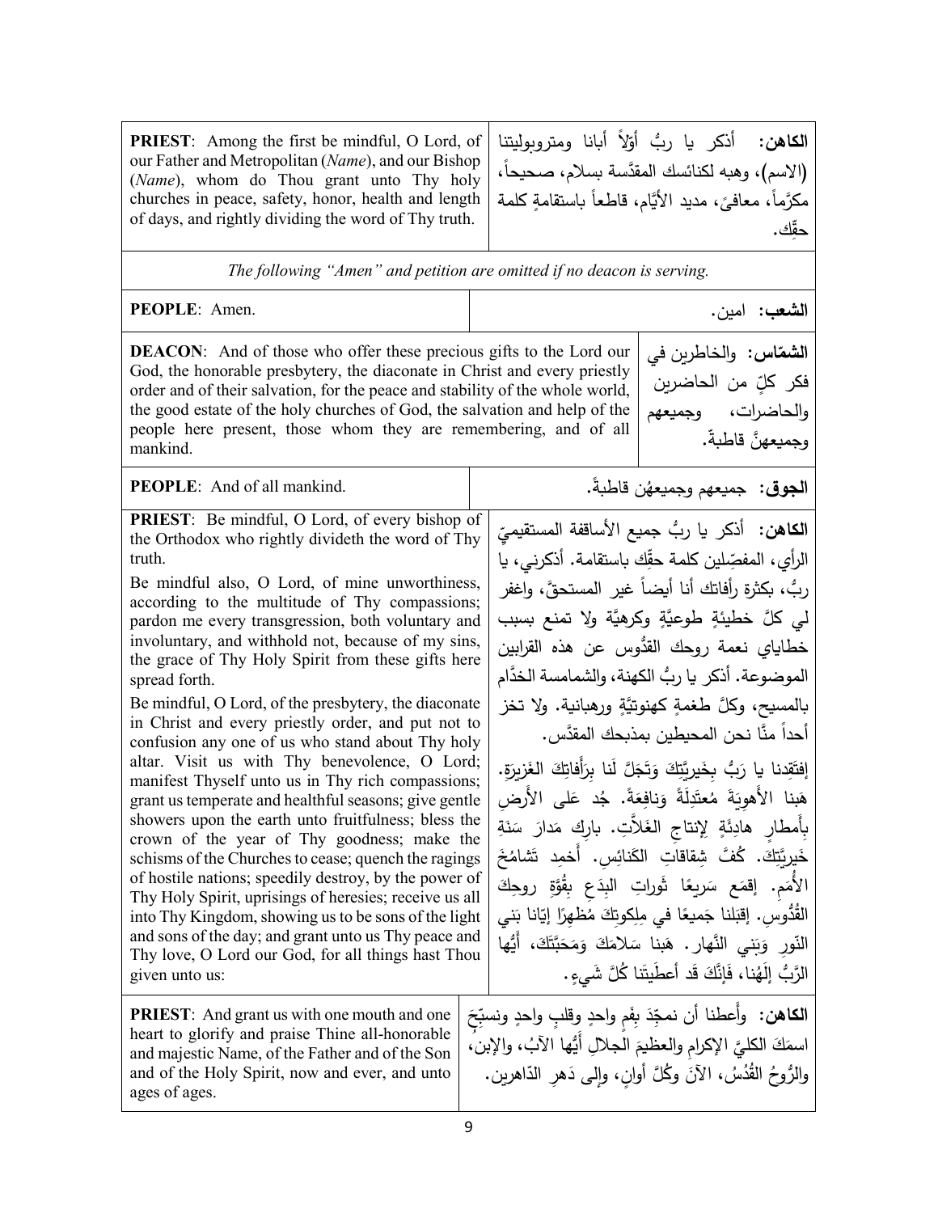| | |
|---|---|
| **PRIEST**: Among the first be mindful, O Lord, of our Father and Metropolitan (*Name*), and our Bishop (*Name*), whom do Thou grant unto Thy holy churches in peace, safety, honor, health and length of days, and rightly dividing the word of Thy truth. | **الكاهن:** أذكر يا ربُّ أوّلاً أبانا ومتروبوليتنا (الاسم)، وهبه لكنائسك المقدَّسة بسلام، صحيحاً، مكرَّماً، معافىً، مديد الأيَّام، قاطعاً باستقامةٍ كلمة حقِّك. |

*The following "Amen" and petition are omitted if no deacon is serving.*

| | |
|---|---|
| **PEOPLE**: Amen. | **الشعب:** امين. |
| **DEACON**: And of those who offer these precious gifts to the Lord our God, the honorable presbytery, the diaconate in Christ and every priestly order and of their salvation, for the peace and stability of the whole world, the good estate of the holy churches of God, the salvation and help of the people here present, those whom they are remembering, and of all mankind. | **الشمّاس:** والخاطرين في فكر كلٍّ من الحاضرين والحاضرات، وجميعهم وجميعهنَّ قاطبةً. |
| **PEOPLE**: And of all mankind. | **الجوق:** جميعهم وجميعهُن قاطبةً. |
| **PRIEST**: Be mindful, O Lord, of every bishop of the Orthodox who rightly divideth the word of Thy truth.<br>Be mindful also, O Lord, of mine unworthiness, according to the multitude of Thy compassions; pardon me every transgression, both voluntary and involuntary, and withhold not, because of my sins, the grace of Thy Holy Spirit from these gifts here spread forth.<br>Be mindful, O Lord, of the presbytery, the diaconate in Christ and every priestly order, and put not to confusion any one of us who stand about Thy holy altar. Visit us with Thy benevolence, O Lord; manifest Thyself unto us in Thy rich compassions; grant us temperate and healthful seasons; give gentle showers upon the earth unto fruitfulness; bless the crown of the year of Thy goodness; make the schisms of the Churches to cease; quench the ragings of hostile nations; speedily destroy, by the power of Thy Holy Spirit, uprisings of heresies; receive us all into Thy Kingdom, showing us to be sons of the light and sons of the day; and grant unto us Thy peace and Thy love, O Lord our God, for all things hast Thou given unto us: | **الكاهن:** أذكر يا ربُّ جميع الأساقفة المستقيميّ الرأي، المفصِّلين كلمة حقِّك باستقامة. أذكرني، يا ربُّ، بكثرة رأفاتك أنا أيضاً غير المستحقَّ، واغفر لي كلَّ خطيئةٍ طوعيَّةٍ وكرهيَّة ولا تمنع بسبب خطاياي نعمة روحك القدُّوس عن هذه القرابين الموضوعة. أذكر يا ربُّ الكهنة، والشمامسة الخدَّام بالمسيح، وكلَّ طغمةٍ كهنوتيَّةٍ ورهبانية. ولا تخز أحداً منَّا نحن المحيطين بمذبحك المقدَّس.<br>إفتقِدنا يا رَبُّ بِخَيريَّتِكَ وَتَجَلَّ لَنا بِرَأَفاتِكَ الغَزيرَةِ. هَبنا الأَهوِيَةَ مُعتَدِلَةً وَنافِعَةً. جُد عَلى الأَرضِ بِأَمطارٍ هادِئَةٍ لِإِنتاجِ الغَلاَّتِ. بارِك مَدارَ سَنَةِ خَيريَّتِكَ. كُفَّ شِقاقاتِ الكَنائِسِ. أَخمِد تَشامُخَ الأُمَمِ. إقمَع سَريعًا ثَوراتِ البِدَعِ بِقُوَّةِ روحِكَ القُدُّوسِ. إقبَلنا جَميعًا في مِلكوتِكَ مُظهِرًا إيّانا بَني النّورِ وَبَني النَّهار. هَبنا سَلامَكَ وَمَحَبَّتَكَ، أَيُّها الرَّبُّ إلَهُنا، فَإِنَّكَ قَد أَعطَيتَنا كُلَّ شَيءٍ. |
| **PRIEST**: And grant us with one mouth and one heart to glorify and praise Thine all-honorable and majestic Name, of the Father and of the Son and of the Holy Spirit, now and ever, and unto ages of ages. | **الكاهن:** وأَعطنا أن نمجِّدَ بِفَمٍ واحدٍ وقلبٍ واحدٍ ونسبِّحَ اسمَكَ الكليَّ الإكرامِ والعظيمَ الجلالِ أيُّها الآبُ، والإبنُ، والرُّوحُ القُدُسُ، الآنَ وكُلَّ أوانٍ، وإلى دَهرِ الدّاهرين. |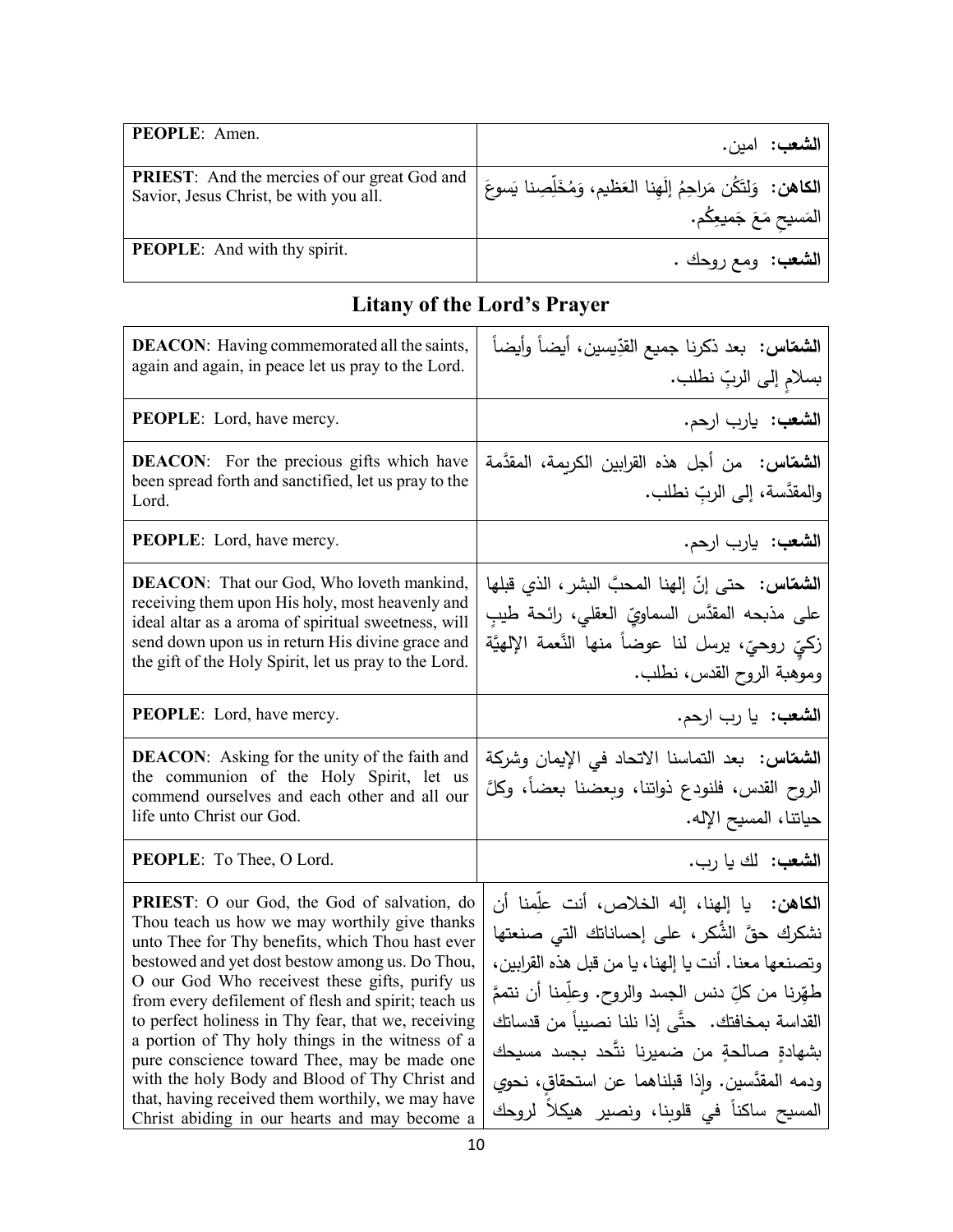| | |
|---|---|
| **PEOPLE**: Amen. | **الشعب:** امين. |
| **PRIEST**: And the mercies of our great God and Savior, Jesus Christ, be with you all. | **الكاهن:** وَلتَكُن مَراحِمُ إلَهِنا العَظيم، وَمُخَلِّصِنا يَسوعَ المَسيحِ مَعَ جَميعِكُم. |
| **PEOPLE**: And with thy spirit. | **الشعب:** ومع روحك . |

## Litany of the Lord's Prayer

| | |
|---|---|
| **DEACON**: Having commemorated all the saints, again and again, in peace let us pray to the Lord. | **الشمّاس:** بعد ذكرنا جميع القدّيسين، أيضاً وأيضاً بسلامٍ إلى الربِّ نطلب. |
| **PEOPLE**: Lord, have mercy. | **الشعب:** يارب ارحم. |
| **DEACON**: For the precious gifts which have been spread forth and sanctified, let us pray to the Lord. | **الشمّاس:** من أجل هذه القرابين الكريمة، المقدَّمة والمقدَّسة، إلى الربِّ نطلب. |
| **PEOPLE**: Lord, have mercy. | **الشعب:** يارب ارحم. |
| **DEACON**: That our God, Who loveth mankind, receiving them upon His holy, most heavenly and ideal altar as a aroma of spiritual sweetness, will send down upon us in return His divine grace and the gift of the Holy Spirit, let us pray to the Lord. | **الشمّاس:** حتى إنّ إلهنا المحبَّ البشر، الذي قبلها على مذبحه المقدَّس السماويّ العقلي، رائحة طيبٍ زكيٍّ روحيّ، يرسل لنا عوضاً منها النّعمة الإلهيَّة وموهبة الروح القدس، نطلب. |
| **PEOPLE**: Lord, have mercy. | **الشعب:** يا رب ارحم. |
| **DEACON**: Asking for the unity of the faith and the communion of the Holy Spirit, let us commend ourselves and each other and all our life unto Christ our God. | **الشمّاس:** بعد التماسنا الاتحاد في الإيمان وشركة الروح القدس، فلنودع ذواتنا، وبعضنا بعضاً، وكلَّ حياتنا، المسيح الإله. |
| **PEOPLE**: To Thee, O Lord. | **الشعب:** لك يا رب. |
| **PRIEST**: O our God, the God of salvation, do Thou teach us how we may worthily give thanks unto Thee for Thy benefits, which Thou hast ever bestowed and yet dost bestow among us. Do Thou, O our God Who receivest these gifts, purify us from every defilement of flesh and spirit; teach us to perfect holiness in Thy fear, that we, receiving a portion of Thy holy things in the witness of a pure conscience toward Thee, may be made one with the holy Body and Blood of Thy Christ and that, having received them worthily, we may have Christ abiding in our hearts and may become a | **الكاهن:** يا إلهنا، إله الخلاص، أنت علِّمنا أن نشكرك حقَّ الشُّكر، على إحساناتك التي صنعتها وتصنعها معنا. أنت يا إلهنا، يا من قبل هذه القرابين، طهِّرنا من كلِّ دنس الجسد والروح. وعلِّمنا أن نتمَّ القداسة بمخافتك. حتَّى إذا نلنا نصيباً من قدساتك بشهادةٍ صالحةٍ من ضميرنا نتَّحد بجسد مسيحك ودمه المقدَّسين. وإذا قبلناهما عن استحقاقٍ، نحوي المسيح ساكناً في قلوبنا، ونصير هيكلاً لروحك |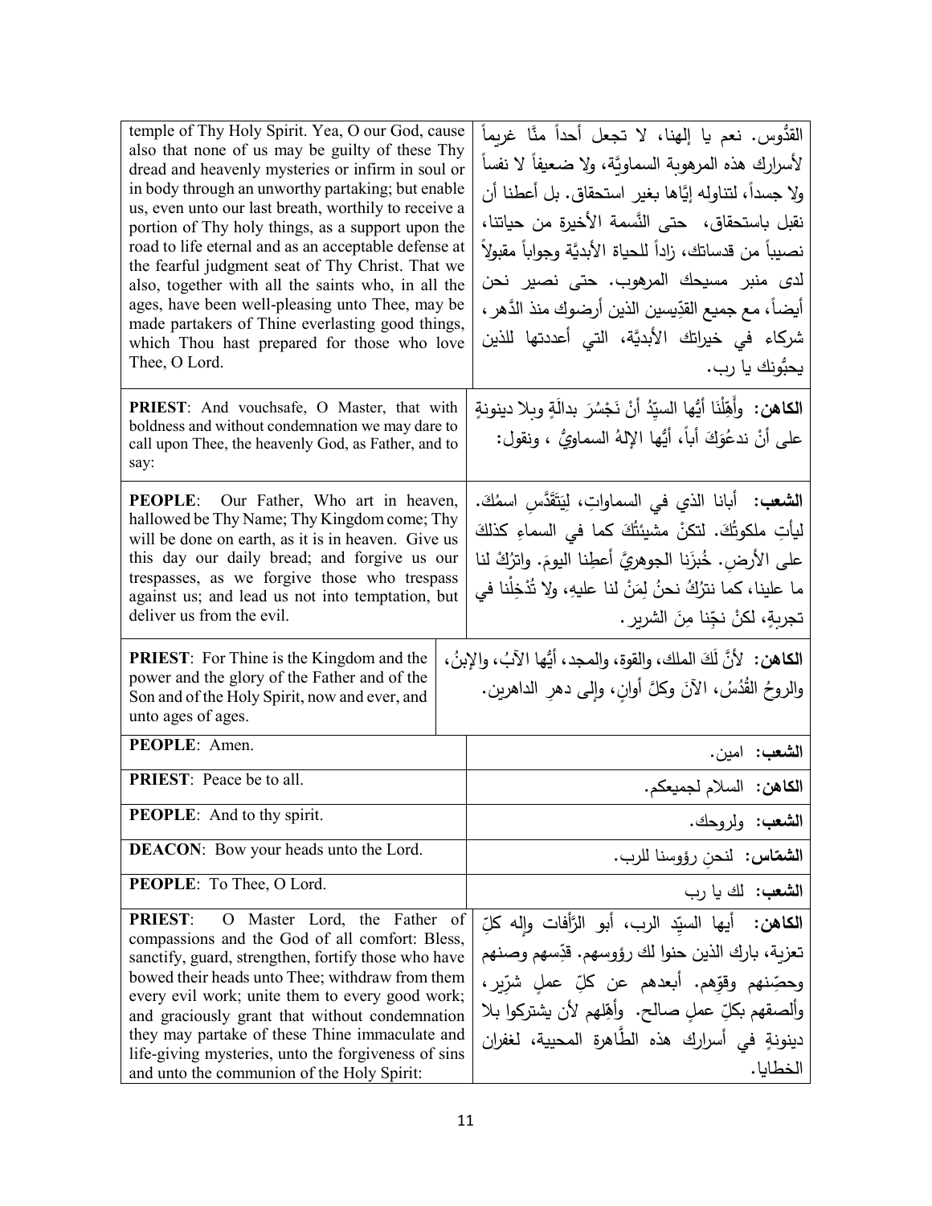| | |
|---|---|
| temple of Thy Holy Spirit. Yea, O our God, cause also that none of us may be guilty of these Thy dread and heavenly mysteries or infirm in soul or in body through an unworthy partaking; but enable us, even unto our last breath, worthily to receive a portion of Thy holy things, as a support upon the road to life eternal and as an acceptable defense at the fearful judgment seat of Thy Christ. That we also, together with all the saints who, in all the ages, have been well-pleasing unto Thee, may be made partakers of Thine everlasting good things, which Thou hast prepared for those who love Thee, O Lord. | القدُّوس. نعم يا إلهنا، لا تجعل أحداً منَّا غريماً لأسرارك هذه المرهوبة السماويَّة، ولا ضعيفاً لا نفساً ولا جسداً، لتناوله إيَّاها بغير استحقاق. بل أعطنا أن نقبل باستحقاق، حتى النَّسمة الأخيرة من حياتنا، نصيباً من قدساتك، زاداً للحياة الأبديَّة وجواباً مقبولاً لدى منبر مسيحك المرهوب. حتى نصير نحن أيضاً، مع جميع القدّيسين الذين أرضوك منذ الدَّهر، شركاء في خيراتك الأبديَّة، التي أعددتها للذين يحبُّونك يا رب. |
| **PRIEST**: And vouchsafe, O Master, that with boldness and without condemnation we may dare to call upon Thee, the heavenly God, as Father, and to say: | **الكاهن:** وأَهِّلْنَا أيُّها السيِّدُ أنْ نَجْسُرَ بدالَّةٍ وبلا دينونةٍ على أنْ ندعُوَكَ أباً، أيُّها الإلهُ السماويُّ ، ونقول: |
| **PEOPLE**: Our Father, Who art in heaven, hallowed be Thy Name; Thy Kingdom come; Thy will be done on earth, as it is in heaven. Give us this day our daily bread; and forgive us our trespasses, as we forgive those who trespass against us; and lead us not into temptation, but deliver us from the evil. | **الشعب:** أبانا الذي في السماواتِ، لِيَتَقَدَّسِ اسمُكَ. ليأتِ ملكوتُكَ. لتكنْ مشيئتُكَ كما في السماءِ كذلكَ على الأرضِ. خُبزَنا الجوهريَّ أعطِنا اليومَ. واترُكْ لنا ما علينا، كما نترُكُ نحنُ لِمَنْ لنا عليهِ، ولا تُدْخِلْنا في تجربةٍ، لكنْ نجِّنا مِنَ الشرير. |
| **PRIEST**: For Thine is the Kingdom and the power and the glory of the Father and of the Son and of the Holy Spirit, now and ever, and unto ages of ages. | **الكاهن:** لأنَّ لَكَ الملك، والقوة، والمجد، أيُّها الآبُ، والإبنُ، والروحُ القُدُسُ، الآنَ وكلَّ أوانٍ، وإلى دهرِ الداهرين. |
| **PEOPLE**: Amen. | **الشعب:** امين. |
| **PRIEST**: Peace be to all. | **الكاهن:** السلام لجميعكم. |
| **PEOPLE**: And to thy spirit. | **الشعب:** ولروحك. |
| **DEACON**: Bow your heads unto the Lord. | **الشمّاس:** لنحنِ رؤوسنا للرب. |
| **PEOPLE**: To Thee, O Lord. | **الشعب:** لك يا رب |
| **PRIEST**: O Master Lord, the Father of compassions and the God of all comfort: Bless, sanctify, guard, strengthen, fortify those who have bowed their heads unto Thee; withdraw from them every evil work; unite them to every good work; and graciously grant that without condemnation they may partake of these Thine immaculate and life-giving mysteries, unto the forgiveness of sins and unto the communion of the Holy Spirit: | **الكاهن:** أيها السيّد الرب، أبو الرَّأفات وإله كلِّ تعزية، بارك الذين حنوا لك رؤوسهم. قدِّسهم وصنهم وحصِّنهم وقوّهم. أبعدهم عن كلِّ عملٍ شرّير، وألصقهم بكلِّ عملٍ صالح. وأهِّلهم لأن يشتركوا بلا دينونةٍ في أسرارك هذه الطَّاهرة المحيية، لغفران الخطايا. |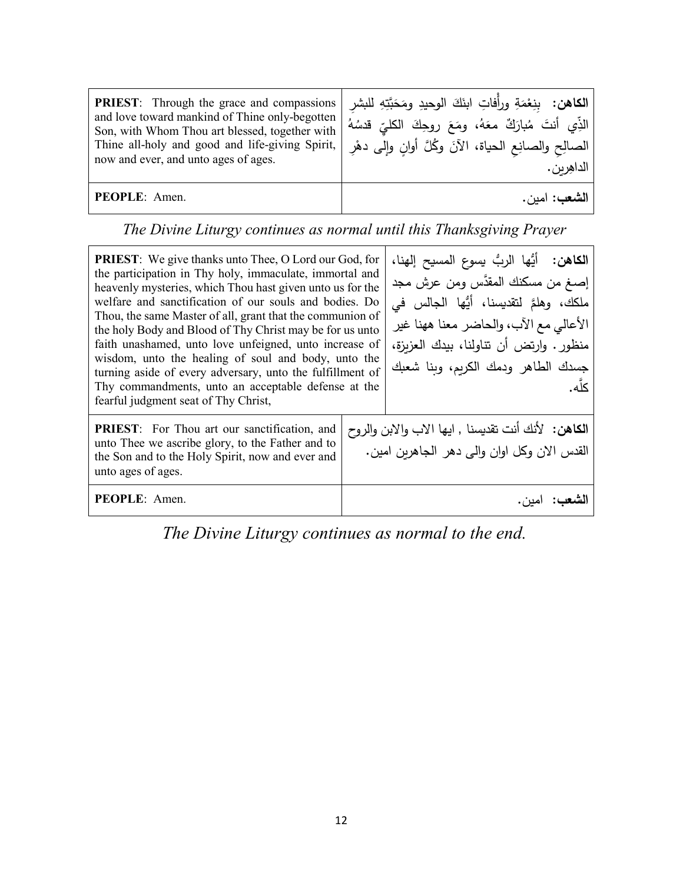| | |
|---|---|
| **PRIEST**: Through the grace and compassions and love toward mankind of Thine only-begotten Son, with Whom Thou art blessed, together with Thine all-holy and good and life-giving Spirit, now and ever, and unto ages of ages. | **الكاهن:** بِنِعْمَةِ ورأْفاتِ ابنَكَ الوحيدِ ومَحَبَّتِهِ للبشرِ الذِّي أنتَ مُبارَكٌ معَهُ، ومَعَ روحِكَ الكليِّ قدسُهُ الصالِحِ والصانِعِ الحياة، الآنَ وكُلَّ أوانٍ وإلى دهْرِ الداهِرين. |
| **PEOPLE**: Amen. | **الشعب:** امين. |

*The Divine Liturgy continues as normal until this Thanksgiving Prayer*

| | |
|---|---|
| **PRIEST**: We give thanks unto Thee, O Lord our God, for the participation in Thy holy, immaculate, immortal and heavenly mysteries, which Thou hast given unto us for the welfare and sanctification of our souls and bodies. Do Thou, the same Master of all, grant that the communion of the holy Body and Blood of Thy Christ may be for us unto faith unashamed, unto love unfeigned, unto increase of wisdom, unto the healing of soul and body, unto the turning aside of every adversary, unto the fulfillment of Thy commandments, unto an acceptable defense at the fearful judgment seat of Thy Christ, | **الكاهن:** أيُّها الربُّ يسوع المسيح إلهنا، إصغ من مسكنك المقدَّس ومن عرش مجد ملكك، وهلمَّ لتقديسنا، أيُّها الجالس في الأعالي مع الآب، والحاضر معنا ههنا غير منظور. وارتض أن تناولنا، بيدك العزيزة، جسدك الطاهر ودمك الكريم، وبنا شعبك كلَّه. |
| **PRIEST**: For Thou art our sanctification, and unto Thee we ascribe glory, to the Father and to the Son and to the Holy Spirit, now and ever and unto ages of ages. | **الكاهن:** لأنك أنت تقديسنا , ايها الاب والابن والروح القدس الان وكل اوان والى دهر الجاهرين امين. |
| **PEOPLE**: Amen. | **الشعب:** امين. |

*The Divine Liturgy continues as normal to the end.*